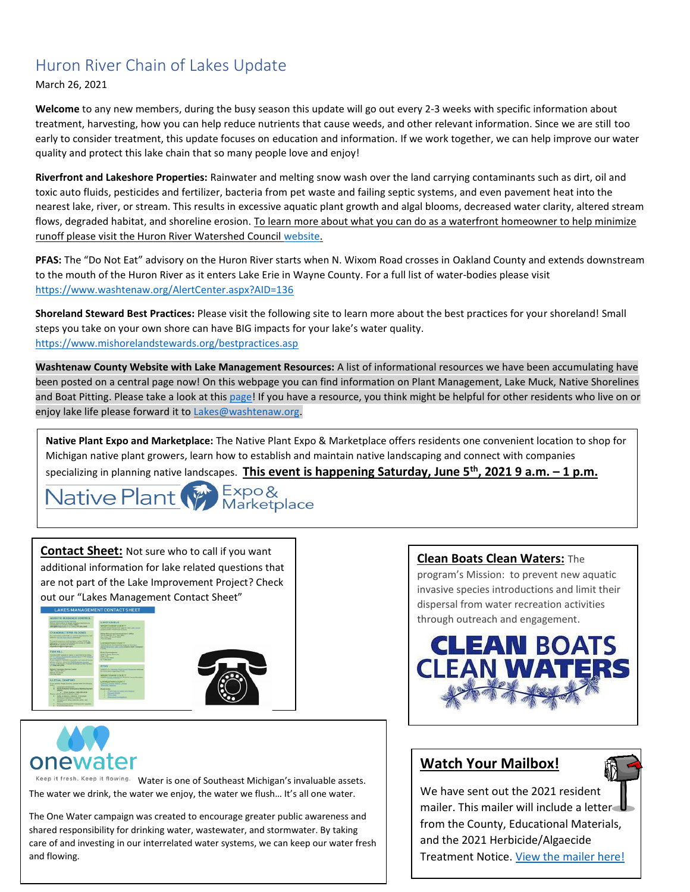# Huron River Chain of Lakes Update

March 26, 2021

**Welcome** to any new members, during the busy season this update will go out every 2-3 weeks with specific information about treatment, harvesting, how you can help reduce nutrients that cause weeds, and other relevant information. Since we are still too early to consider treatment, this update focuses on education and information. If we work together, we can help improve our water quality and protect this lake chain that so many people love and enjoy!

**Riverfront and Lakeshore Properties:** Rainwater and melting snow wash over the land carrying contaminants such as dirt, oil and toxic auto fluids, pesticides and fertilizer, bacteria from pet waste and failing septic systems, and even pavement heat into the nearest lake, river, or stream. This results in excessive aquatic plant growth and algal blooms, decreased water clarity, altered stream flows, degraded habitat, and shoreline erosion. To learn more about what you can do as a waterfront homeowner to help minimize runoff please visit the Huron River Watershed Council website.

**PFAS:** The "Do Not Eat" advisory on the Huron River starts when N. Wixom Road crosses in Oakland County and extends downstream to the mouth of the Huron River as it enters Lake Erie in Wayne County. For a full list of water-bodies please visit https://www.washtenaw.org/AlertCenter.aspx?AID=136

**Shoreland Steward Best Practices:** Please visit the following site to learn more about the best practices for your shoreland! Small steps you take on your own shore can have BIG impacts for your lake's water quality. https://www.mishorelandstewards.org/bestpractices.asp

**Washtenaw County Website with Lake Management Resources:** A list of informational resources we have been accumulating have been posted on a central page now! On this webpage you can find information on Plant Management, Lake Muck, Native Shorelines and Boat Pitting. Please take a look at this page! If you have a resource, you think might be helpful for other residents who live on or enjoy lake life please forward it to Lakes@washtenaw.org.

**Native Plant Expo and Marketplace:** The Native Plant Expo & Marketplace offers residents one convenient location to shop for Michigan native plant growers, learn how to establish and maintain native landscaping and connect with companies specializing in planning native landscapes. **This event is happening Saturday, June 5th, 2021 9 a.m. – 1 p.m.**

**Contact Sheet:** Not sure who to call if you want additional information for lake related questions that are not part of the Lake Improvement Project? Check out our "Lakes Management Contact Sheet"

**Clean Boats Clean Waters:** The program's Mission: to prevent new aquatic invasive species introductions and limit their dispersal from water recreation activities through outreach and engagement.

onewater — Keep it fresh. Keep it flowing.

Water is one of Southeast Michigan's invaluable assets. The water we drink, the water we enjoy, the water we flush… It's all one water.

The One Water campaign was created to encourage greater public awareness and shared responsibility for drinking water, wastewater, and stormwater. By taking care of and investing in our interrelated water systems, we can keep our water fresh and flowing.

**Watch Your Mailbox!**

We have sent out the 2021 resident mailer. This mailer will include a letter from the County, Educational Materials, and the 2021 Herbicide/Algaecide Treatment Notice. View the mailer here!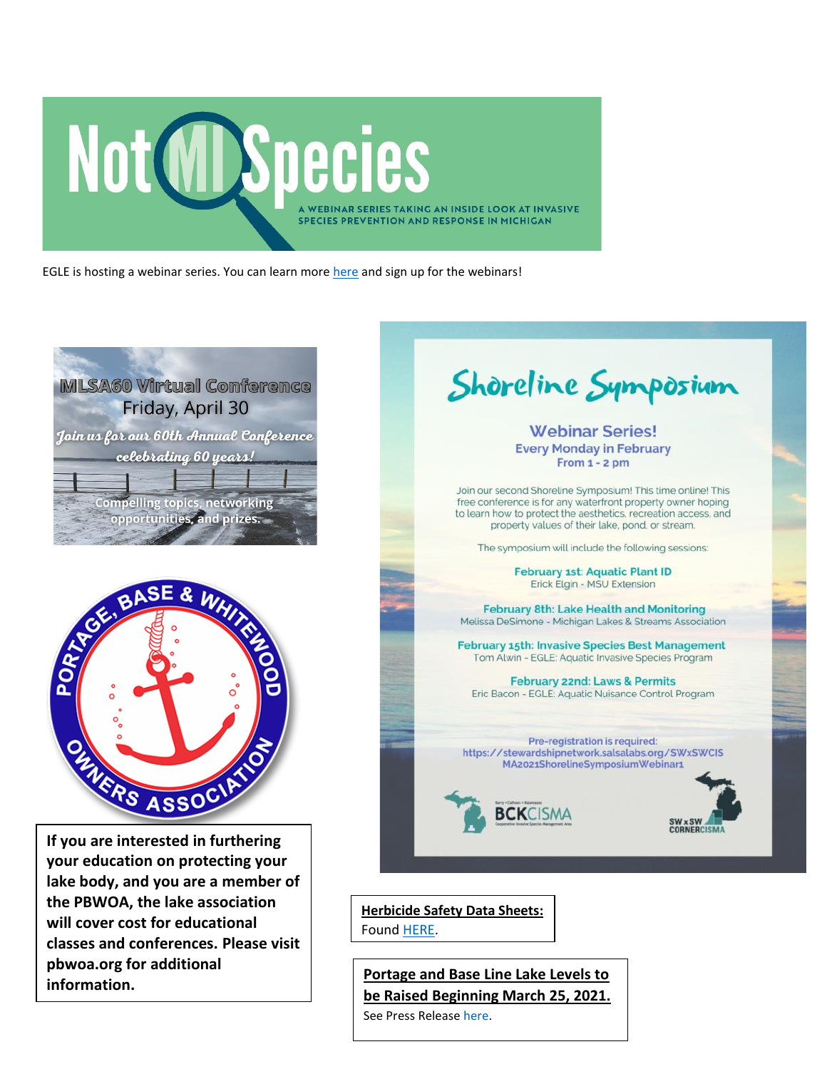# Not MI Species

A WEBINAR SERIES TAKING AN INSIDE LOOK AT INVASIVE SPECIES PREVENTION AND RESPONSE IN MICHIGAN

EGLE is hosting a webinar series. You can learn more here and sign up for the webinars!

## MLSA60 Virtual Conference

Friday, April 30

*Join us for our 60th Annual Conference celebrating 60 years!*

Compelling topics, networking opportunities, and prizes.

PORTAGE, BASE & WHITEWOOD OWNERS ASSOCIATION

**If you are interested in furthering your education on protecting your lake body, and you are a member of the PBWOA, the lake association will cover cost for educational classes and conferences. Please visit pbwoa.org for additional information.**

## Shoreline Symposium

### Webinar Series!

Every Monday in February

From 1 - 2 pm

Join our second Shoreline Symposium! This time online! This free conference is for any waterfront property owner hoping to learn how to protect the aesthetics, recreation access, and property values of their lake, pond, or stream.

The symposium will include the following sessions:

**February 1st: Aquatic Plant ID**
Erick Elgin - MSU Extension

**February 8th: Lake Health and Monitoring**
Melissa DeSimone - Michigan Lakes & Streams Association

**February 15th: Invasive Species Best Management**
Tom Alwin - EGLE: Aquatic Invasive Species Program

**February 22nd: Laws & Permits**
Eric Bacon - EGLE: Aquatic Nuisance Control Program

Pre-registration is required:
https://stewardshipnetwork.salsalabs.org/SWxSWCISMA2021ShorelineSymposiumWebinar1

BCKCISMA

SW x SW CORNERCISMA

**Herbicide Safety Data Sheets:**
Found HERE.

**Portage and Base Line Lake Levels to be Raised Beginning March 25, 2021.**
See Press Release here.